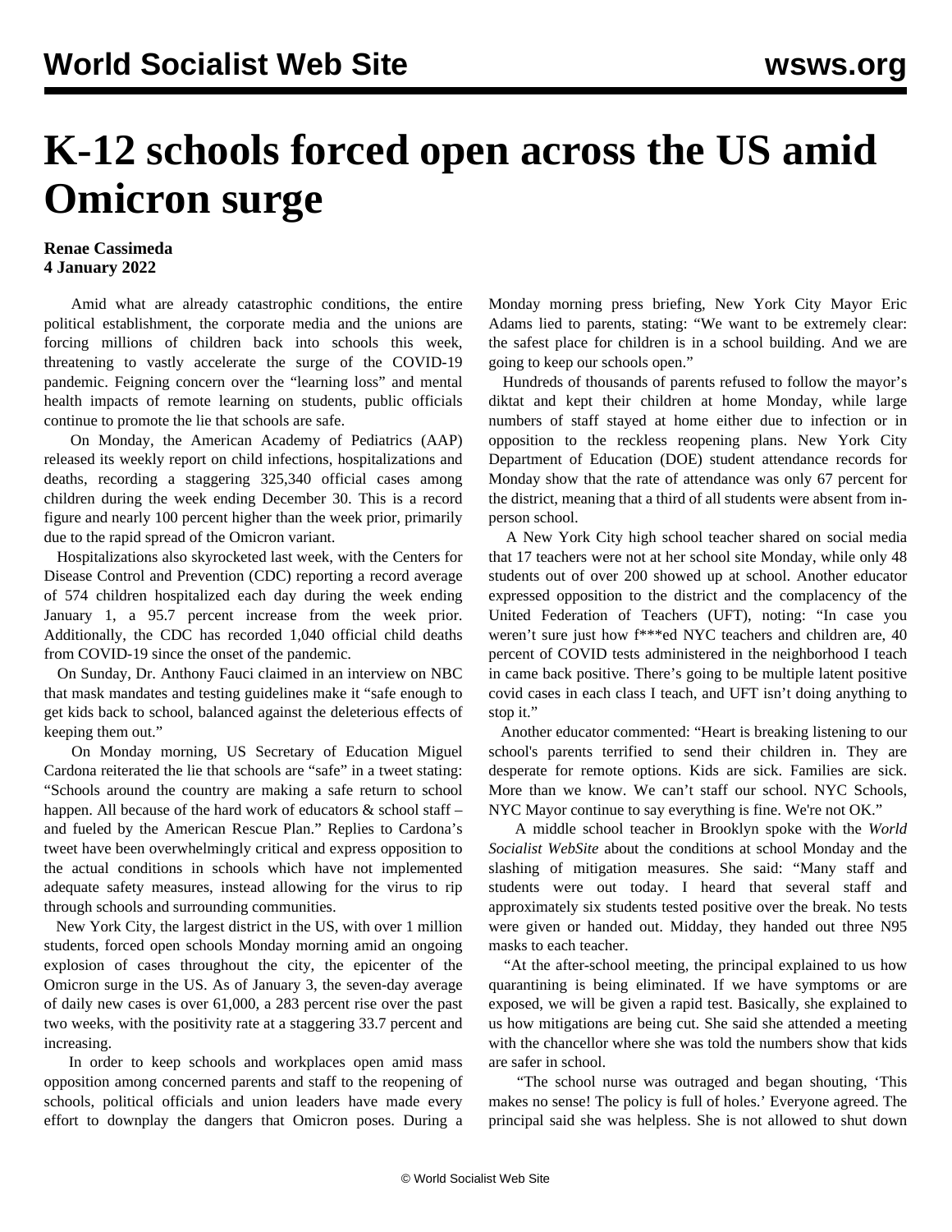# K-12 schools forced open across the US amid Omicron surge

**Renae Cassimeda**
**4 January 2022**

Amid what are already catastrophic conditions, the entire political establishment, the corporate media and the unions are forcing millions of children back into schools this week, threatening to vastly accelerate the surge of the COVID-19 pandemic. Feigning concern over the "learning loss" and mental health impacts of remote learning on students, public officials continue to promote the lie that schools are safe.

On Monday, the American Academy of Pediatrics (AAP) released its weekly report on child infections, hospitalizations and deaths, recording a staggering 325,340 official cases among children during the week ending December 30. This is a record figure and nearly 100 percent higher than the week prior, primarily due to the rapid spread of the Omicron variant.

Hospitalizations also skyrocketed last week, with the Centers for Disease Control and Prevention (CDC) reporting a record average of 574 children hospitalized each day during the week ending January 1, a 95.7 percent increase from the week prior. Additionally, the CDC has recorded 1,040 official child deaths from COVID-19 since the onset of the pandemic.

On Sunday, Dr. Anthony Fauci claimed in an interview on NBC that mask mandates and testing guidelines make it "safe enough to get kids back to school, balanced against the deleterious effects of keeping them out."

On Monday morning, US Secretary of Education Miguel Cardona reiterated the lie that schools are "safe" in a tweet stating: "Schools around the country are making a safe return to school happen. All because of the hard work of educators & school staff – and fueled by the American Rescue Plan." Replies to Cardona's tweet have been overwhelmingly critical and express opposition to the actual conditions in schools which have not implemented adequate safety measures, instead allowing for the virus to rip through schools and surrounding communities.

New York City, the largest district in the US, with over 1 million students, forced open schools Monday morning amid an ongoing explosion of cases throughout the city, the epicenter of the Omicron surge in the US. As of January 3, the seven-day average of daily new cases is over 61,000, a 283 percent rise over the past two weeks, with the positivity rate at a staggering 33.7 percent and increasing.

In order to keep schools and workplaces open amid mass opposition among concerned parents and staff to the reopening of schools, political officials and union leaders have made every effort to downplay the dangers that Omicron poses. During a Monday morning press briefing, New York City Mayor Eric Adams lied to parents, stating: "We want to be extremely clear: the safest place for children is in a school building. And we are going to keep our schools open."

Hundreds of thousands of parents refused to follow the mayor's diktat and kept their children at home Monday, while large numbers of staff stayed at home either due to infection or in opposition to the reckless reopening plans. New York City Department of Education (DOE) student attendance records for Monday show that the rate of attendance was only 67 percent for the district, meaning that a third of all students were absent from in-person school.

A New York City high school teacher shared on social media that 17 teachers were not at her school site Monday, while only 48 students out of over 200 showed up at school. Another educator expressed opposition to the district and the complacency of the United Federation of Teachers (UFT), noting: "In case you weren't sure just how f***ed NYC teachers and children are, 40 percent of COVID tests administered in the neighborhood I teach in came back positive. There's going to be multiple latent positive covid cases in each class I teach, and UFT isn't doing anything to stop it."

Another educator commented: "Heart is breaking listening to our school's parents terrified to send their children in. They are desperate for remote options. Kids are sick. Families are sick. More than we know. We can't staff our school. NYC Schools, NYC Mayor continue to say everything is fine. We're not OK."

A middle school teacher in Brooklyn spoke with the *World Socialist WebSite* about the conditions at school Monday and the slashing of mitigation measures. She said: "Many staff and students were out today. I heard that several staff and approximately six students tested positive over the break. No tests were given or handed out. Midday, they handed out three N95 masks to each teacher.

"At the after-school meeting, the principal explained to us how quarantining is being eliminated. If we have symptoms or are exposed, we will be given a rapid test. Basically, she explained to us how mitigations are being cut. She said she attended a meeting with the chancellor where she was told the numbers show that kids are safer in school.

"The school nurse was outraged and began shouting, 'This makes no sense! The policy is full of holes.' Everyone agreed. The principal said she was helpless. She is not allowed to shut down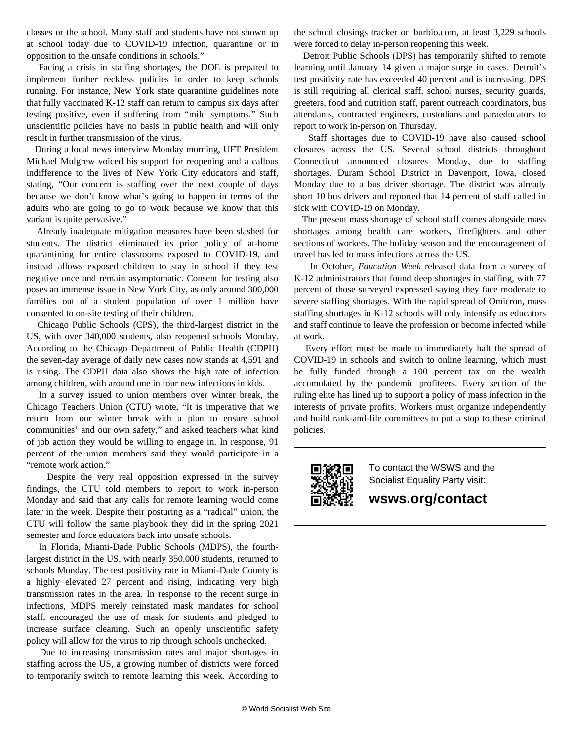classes or the school. Many staff and students have not shown up at school today due to COVID-19 infection, quarantine or in opposition to the unsafe conditions in schools."

Facing a crisis in staffing shortages, the DOE is prepared to implement further reckless policies in order to keep schools running. For instance, New York state quarantine guidelines note that fully vaccinated K-12 staff can return to campus six days after testing positive, even if suffering from "mild symptoms." Such unscientific policies have no basis in public health and will only result in further transmission of the virus.

During a local news interview Monday morning, UFT President Michael Mulgrew voiced his support for reopening and a callous indifference to the lives of New York City educators and staff, stating, "Our concern is staffing over the next couple of days because we don't know what's going to happen in terms of the adults who are going to go to work because we know that this variant is quite pervasive."

Already inadequate mitigation measures have been slashed for students. The district eliminated its prior policy of at-home quarantining for entire classrooms exposed to COVID-19, and instead allows exposed children to stay in school if they test negative once and remain asymptomatic. Consent for testing also poses an immense issue in New York City, as only around 300,000 families out of a student population of over 1 million have consented to on-site testing of their children.

Chicago Public Schools (CPS), the third-largest district in the US, with over 340,000 students, also reopened schools Monday. According to the Chicago Department of Public Health (CDPH) the seven-day average of daily new cases now stands at 4,591 and is rising. The CDPH data also shows the high rate of infection among children, with around one in four new infections in kids.

In a survey issued to union members over winter break, the Chicago Teachers Union (CTU) wrote, "It is imperative that we return from our winter break with a plan to ensure school communities' and our own safety," and asked teachers what kind of job action they would be willing to engage in. In response, 91 percent of the union members said they would participate in a "remote work action."

Despite the very real opposition expressed in the survey findings, the CTU told members to report to work in-person Monday and said that any calls for remote learning would come later in the week. Despite their posturing as a "radical" union, the CTU will follow the same playbook they did in the spring 2021 semester and force educators back into unsafe schools.

In Florida, Miami-Dade Public Schools (MDPS), the fourth-largest district in the US, with nearly 350,000 students, returned to schools Monday. The test positivity rate in Miami-Dade County is a highly elevated 27 percent and rising, indicating very high transmission rates in the area. In response to the recent surge in infections, MDPS merely reinstated mask mandates for school staff, encouraged the use of mask for students and pledged to increase surface cleaning. Such an openly unscientific safety policy will allow for the virus to rip through schools unchecked.

Due to increasing transmission rates and major shortages in staffing across the US, a growing number of districts were forced to temporarily switch to remote learning this week. According to the school closings tracker on burbio.com, at least 3,229 schools were forced to delay in-person reopening this week.

Detroit Public Schools (DPS) has temporarily shifted to remote learning until January 14 given a major surge in cases. Detroit's test positivity rate has exceeded 40 percent and is increasing. DPS is still requiring all clerical staff, school nurses, security guards, greeters, food and nutrition staff, parent outreach coordinators, bus attendants, contracted engineers, custodians and paraeducators to report to work in-person on Thursday.

Staff shortages due to COVID-19 have also caused school closures across the US. Several school districts throughout Connecticut announced closures Monday, due to staffing shortages. Duram School District in Davenport, Iowa, closed Monday due to a bus driver shortage. The district was already short 10 bus drivers and reported that 14 percent of staff called in sick with COVID-19 on Monday.

The present mass shortage of school staff comes alongside mass shortages among health care workers, firefighters and other sections of workers. The holiday season and the encouragement of travel has led to mass infections across the US.

In October, *Education Week* released data from a survey of K-12 administrators that found deep shortages in staffing, with 77 percent of those surveyed expressed saying they face moderate to severe staffing shortages. With the rapid spread of Omicron, mass staffing shortages in K-12 schools will only intensify as educators and staff continue to leave the profession or become infected while at work.

Every effort must be made to immediately halt the spread of COVID-19 in schools and switch to online learning, which must be fully funded through a 100 percent tax on the wealth accumulated by the pandemic profiteers. Every section of the ruling elite has lined up to support a policy of mass infection in the interests of private profits. Workers must organize independently and build rank-and-file committees to put a stop to these criminal policies.

To contact the WSWS and the Socialist Equality Party visit:

**wsws.org/contact**